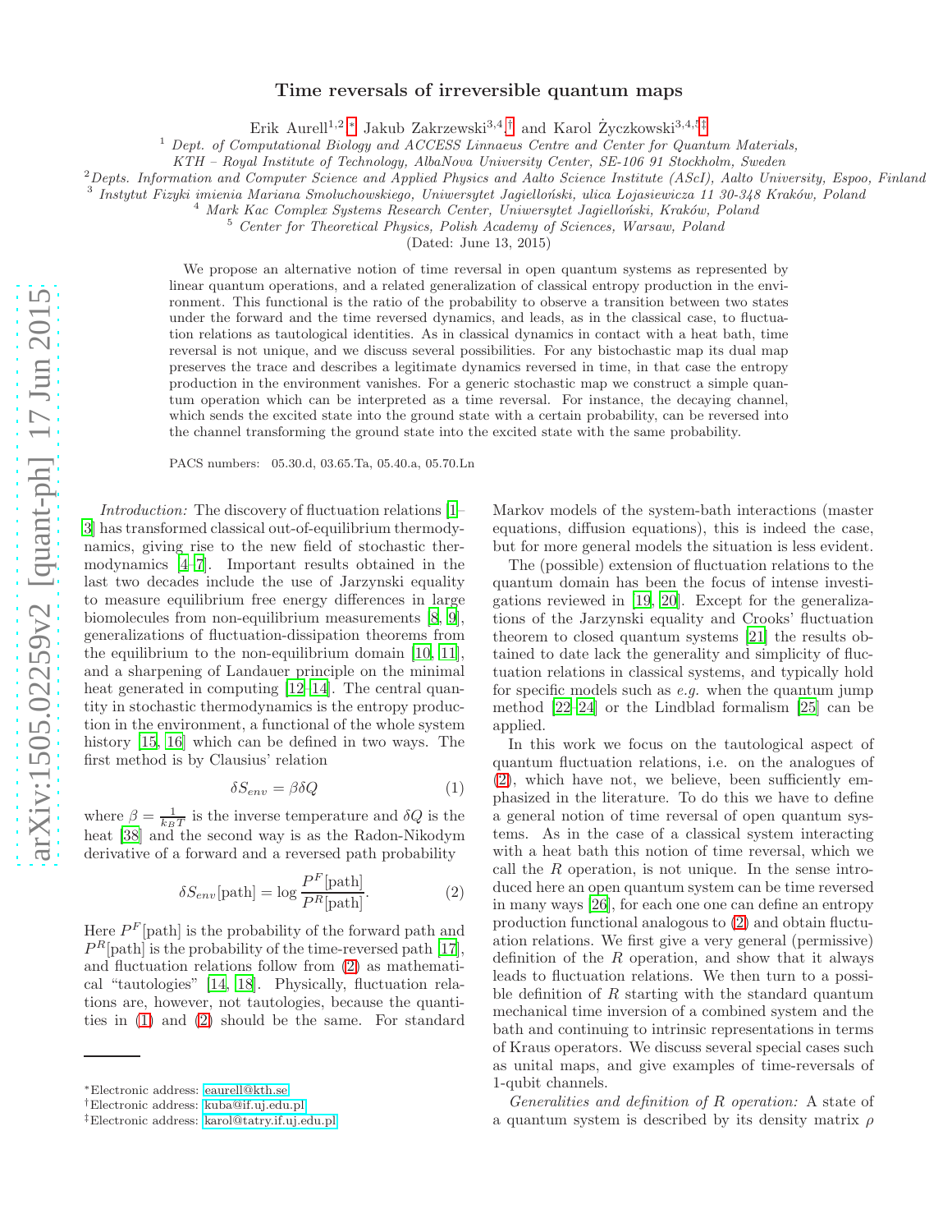# Time reversals of irreversible quantum maps

Erik Aurell[1,2,*], Jakub Zakrzewski[3,4,†] and Karol Życzkowski[3,4,5,‡]

[1] Dept. of Computational Biology and ACCESS Linnaeus Centre and Center for Quantum Materials, KTH – Royal Institute of Technology, AlbaNova University Center, SE-106 91 Stockholm, Sweden

[2] Depts. Information and Computer Science and Applied Physics and Aalto Science Institute (AScI), Aalto University, Espoo, Finland

[3] Instytut Fizyki imienia Mariana Smoluchowskiego, Uniwersytet Jagielloński, ulica Lojasiewicza 11 30-348 Kraków, Poland

[4] Mark Kac Complex Systems Research Center, Uniwersytet Jagielloński, Kraków, Poland

[5] Center for Theoretical Physics, Polish Academy of Sciences, Warsaw, Poland

(Dated: June 13, 2015)

We propose an alternative notion of time reversal in open quantum systems as represented by linear quantum operations, and a related generalization of classical entropy production in the environment. This functional is the ratio of the probability to observe a transition between two states under the forward and the time reversed dynamics, and leads, as in the classical case, to fluctuation relations as tautological identities. As in classical dynamics in contact with a heat bath, time reversal is not unique, and we discuss several possibilities. For any bistochastic map its dual map preserves the trace and describes a legitimate dynamics reversed in time, in that case the entropy production in the environment vanishes. For a generic stochastic map we construct a simple quantum operation which can be interpreted as a time reversal. For instance, the decaying channel, which sends the excited state into the ground state with a certain probability, can be reversed into the channel transforming the ground state into the excited state with the same probability.

PACS numbers: 05.30.d, 03.65.Ta, 05.40.a, 05.70.Ln

*Introduction:* The discovery of fluctuation relations [1–3] has transformed classical out-of-equilibrium thermodynamics, giving rise to the new field of stochastic thermodynamics [4–7]. Important results obtained in the last two decades include the use of Jarzynski equality to measure equilibrium free energy differences in large biomolecules from non-equilibrium measurements [8, 9], generalizations of fluctuation-dissipation theorems from the equilibrium to the non-equilibrium domain [10, 11], and a sharpening of Landauer principle on the minimal heat generated in computing [12–14]. The central quantity in stochastic thermodynamics is the entropy production in the environment, a functional of the whole system history [15, 16] which can be defined in two ways. The first method is by Clausius' relation

$$\delta S_{env} = \beta \delta Q \tag{1}$$

where $\beta = \frac{1}{k_B T}$ is the inverse temperature and $\delta Q$ is the heat [38] and the second way is as the Radon-Nikodym derivative of a forward and a reversed path probability

$$\delta S_{env}[\text{path}] = \log \frac{P^F[\text{path}]}{P^R[\text{path}]}. \tag{2}$$

Here $P^F[\text{path}]$ is the probability of the forward path and $P^R[\text{path}]$ is the probability of the time-reversed path [17], and fluctuation relations follow from (2) as mathematical "tautologies" [14, 18]. Physically, fluctuation relations are, however, not tautologies, because the quantities in (1) and (2) should be the same. For standard Markov models of the system-bath interactions (master equations, diffusion equations), this is indeed the case, but for more general models the situation is less evident.

The (possible) extension of fluctuation relations to the quantum domain has been the focus of intense investigations reviewed in [19, 20]. Except for the generalizations of the Jarzynski equality and Crooks' fluctuation theorem to closed quantum systems [21] the results obtained to date lack the generality and simplicity of fluctuation relations in classical systems, and typically hold for specific models such as *e.g.* when the quantum jump method [22–24] or the Lindblad formalism [25] can be applied.

In this work we focus on the tautological aspect of quantum fluctuation relations, i.e. on the analogues of (2), which have not, we believe, been sufficiently emphasized in the literature. To do this we have to define a general notion of time reversal of open quantum systems. As in the case of a classical system interacting with a heat bath this notion of time reversal, which we call the $R$ operation, is not unique. In the sense introduced here an open quantum system can be time reversed in many ways [26], for each one one can define an entropy production functional analogous to (2) and obtain fluctuation relations. We first give a very general (permissive) definition of the $R$ operation, and show that it always leads to fluctuation relations. We then turn to a possible definition of $R$ starting with the standard quantum mechanical time inversion of a combined system and the bath and continuing to intrinsic representations in terms of Kraus operators. We discuss several special cases such as unital maps, and give examples of time-reversals of 1-qubit channels.

*Generalities and definition of R operation:* A state of a quantum system is described by its density matrix $\rho$

*Electronic address: eaurell@kth.se
†Electronic address: kuba@if.uj.edu.pl
‡Electronic address: karol@tatry.if.uj.edu.pl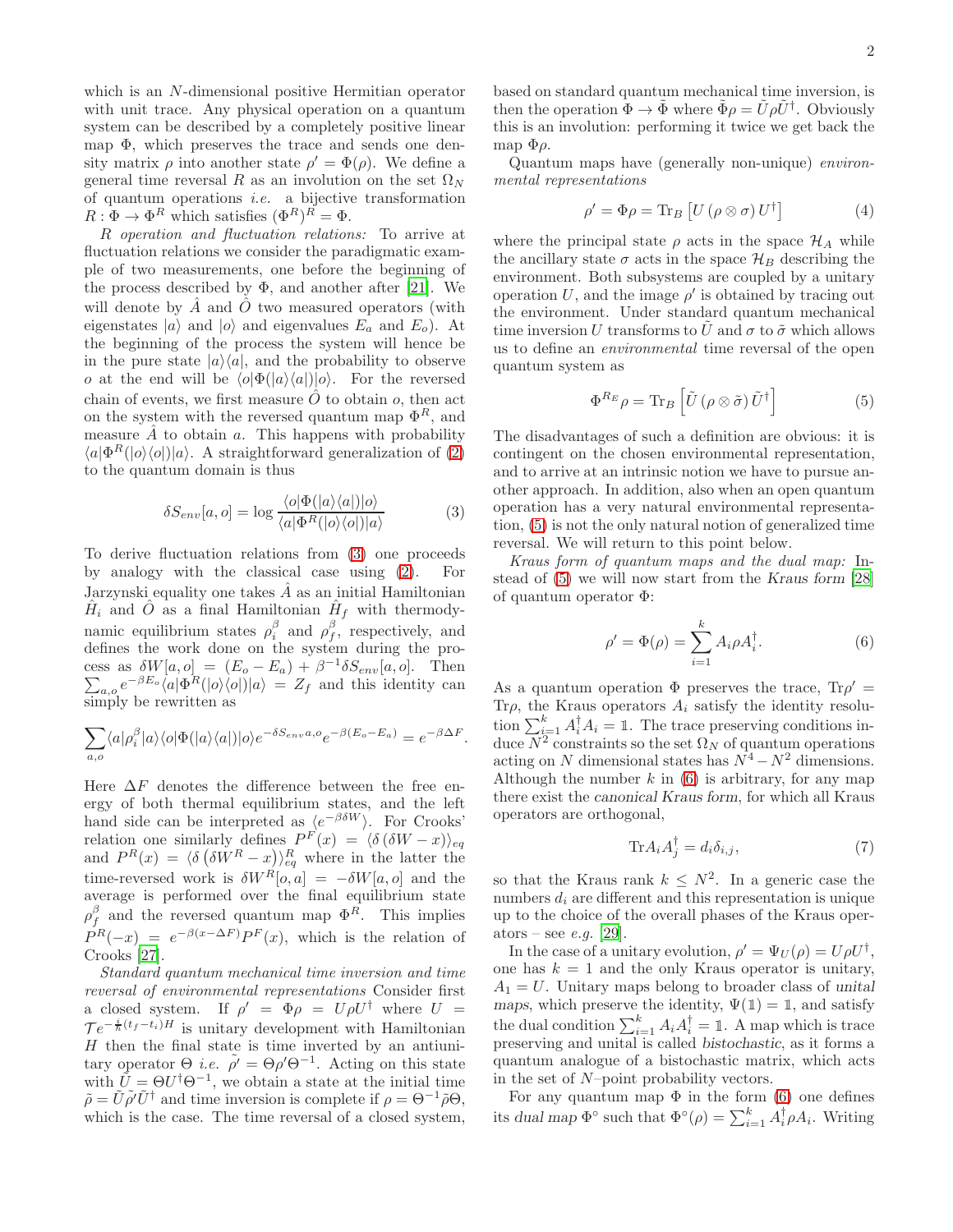which is an $N$-dimensional positive Hermitian operator with unit trace. Any physical operation on a quantum system can be described by a completely positive linear map $\Phi$, which preserves the trace and sends one density matrix $\rho$ into another state $\rho' = \Phi(\rho)$. We define a general time reversal $R$ as an involution on the set $\Omega_N$ of quantum operations *i.e.* a bijective transformation $R : \Phi \to \Phi^R$ which satisfies $(\Phi^R)^R = \Phi$.

*R operation and fluctuation relations:* To arrive at fluctuation relations we consider the paradigmatic example of two measurements, one before the beginning of the process described by $\Phi$, and another after [21]. We will denote by $\hat{A}$ and $\hat{O}$ two measured operators (with eigenstates $|a\rangle$ and $|o\rangle$ and eigenvalues $E_a$ and $E_o$). At the beginning of the process the system will hence be in the pure state $|a\rangle\langle a|$, and the probability to observe $o$ at the end will be $\langle o|\Phi(|a\rangle\langle a|)|o\rangle$. For the reversed chain of events, we first measure $\hat{O}$ to obtain $o$, then act on the system with the reversed quantum map $\Phi^R$, and measure $\hat{A}$ to obtain $a$. This happens with probability $\langle a|\Phi^R(|o\rangle\langle o|)|a\rangle$. A straightforward generalization of (2) to the quantum domain is thus

$$\delta S_{env}[a, o] = \log \frac{\langle o|\Phi(|a\rangle\langle a|)|o\rangle}{\langle a|\Phi^R(|o\rangle\langle o|)|a\rangle} \tag{3}$$

To derive fluctuation relations from (3) one proceeds by analogy with the classical case using (2). For Jarzynski equality one takes $\hat{A}$ as an initial Hamiltonian $\hat{H}_i$ and $\hat{O}$ as a final Hamiltonian $\hat{H}_f$ with thermodynamic equilibrium states $\rho_i^\beta$ and $\rho_f^\beta$, respectively, and defines the work done on the system during the process as $\delta W[a, o] = (E_o - E_a) + \beta^{-1}\delta S_{env}[a, o]$. Then $\sum_{a,o} e^{-\beta E_o}\langle a|\Phi^R(|o\rangle\langle o|)|a\rangle = Z_f$ and this identity can simply be rewritten as

$$\sum_{a,o} \langle a|\rho_i^\beta|a\rangle\langle o|\Phi(|a\rangle\langle a|)|o\rangle e^{-\delta S_{env}a,o} e^{-\beta(E_o - E_a)} = e^{-\beta\Delta F}.$$

Here $\Delta F$ denotes the difference between the free energy of both thermal equilibrium states, and the left hand side can be interpreted as $\langle e^{-\beta\delta W}\rangle$. For Crooks' relation one similarly defines $P^F(x) = \langle\delta(\delta W - x)\rangle_{eq}$ and $P^R(x) = \langle\delta(\delta W^R - x)\rangle_{eq}^R$ where in the latter the time-reversed work is $\delta W^R[o, a] = -\delta W[a, o]$ and the average is performed over the final equilibrium state $\rho_f^\beta$ and the reversed quantum map $\Phi^R$. This implies $P^R(-x) = e^{-\beta(x - \Delta F)}P^F(x)$, which is the relation of Crooks [27].

*Standard quantum mechanical time inversion and time reversal of environmental representations* Consider first a closed system. If $\rho' = \Phi\rho = U\rho U^\dagger$ where $U = \mathcal{T}e^{-\frac{i}{\hbar}(t_f - t_i)H}$ is unitary development with Hamiltonian $H$ then the final state is time inverted by an antiunitary operator $\Theta$ *i.e.* $\tilde{\rho}' = \Theta\rho'\Theta^{-1}$. Acting on this state with $\tilde{U} = \Theta U^\dagger\Theta^{-1}$, we obtain a state at the initial time $\tilde{\rho} = \tilde{U}\tilde{\rho}'\tilde{U}^\dagger$ and time inversion is complete if $\rho = \Theta^{-1}\tilde{\rho}\Theta$, which is the case. The time reversal of a closed system, based on standard quantum mechanical time inversion, is then the operation $\Phi \to \tilde{\Phi}$ where $\tilde{\Phi}\rho = \tilde{U}\rho\tilde{U}^\dagger$. Obviously this is an involution: performing it twice we get back the map $\Phi\rho$.

Quantum maps have (generally non-unique) *environmental representations*

$$\rho' = \Phi\rho = \mathrm{Tr}_B\left[U(\rho \otimes \sigma)U^\dagger\right] \tag{4}$$

where the principal state $\rho$ acts in the space $\mathcal{H}_A$ while the ancillary state $\sigma$ acts in the space $\mathcal{H}_B$ describing the environment. Both subsystems are coupled by a unitary operation $U$, and the image $\rho'$ is obtained by tracing out the environment. Under standard quantum mechanical time inversion $U$ transforms to $\tilde{U}$ and $\sigma$ to $\tilde{\sigma}$ which allows us to define an *environmental* time reversal of the open quantum system as

$$\Phi^{R_E}\rho = \mathrm{Tr}_B\left[\tilde{U}(\rho \otimes \tilde{\sigma})\tilde{U}^\dagger\right] \tag{5}$$

The disadvantages of such a definition are obvious: it is contingent on the chosen environmental representation, and to arrive at an intrinsic notion we have to pursue another approach. In addition, also when an open quantum operation has a very natural environmental representation, (5) is not the only natural notion of generalized time reversal. We will return to this point below.

*Kraus form of quantum maps and the dual map:* Instead of (5) we will now start from the *Kraus form* [28] of quantum operator $\Phi$:

$$\rho' = \Phi(\rho) = \sum_{i=1}^{k} A_i\rho A_i^\dagger. \tag{6}$$

As a quantum operation $\Phi$ preserves the trace, $\mathrm{Tr}\rho' = \mathrm{Tr}\rho$, the Kraus operators $A_i$ satisfy the identity resolution $\sum_{i=1}^{k} A_i^\dagger A_i = \mathbb{1}$. The trace preserving conditions induce $N^2$ constraints so the set $\Omega_N$ of quantum operations acting on $N$ dimensional states has $N^4 - N^2$ dimensions. Although the number $k$ in (6) is arbitrary, for any map there exist the *canonical Kraus form*, for which all Kraus operators are orthogonal,

$$\mathrm{Tr}A_i A_j^\dagger = d_i\delta_{i,j}, \tag{7}$$

so that the Kraus rank $k \leq N^2$. In a generic case the numbers $d_i$ are different and this representation is unique up to the choice of the overall phases of the Kraus operators – see *e.g.* [29].

In the case of a unitary evolution, $\rho' = \Psi_U(\rho) = U\rho U^\dagger$, one has $k = 1$ and the only Kraus operator is unitary, $A_1 = U$. Unitary maps belong to broader class of *unital maps*, which preserve the identity, $\Psi(\mathbb{1}) = \mathbb{1}$, and satisfy the dual condition $\sum_{i=1}^{k} A_i A_i^\dagger = \mathbb{1}$. A map which is trace preserving and unital is called *bistochastic*, as it forms a quantum analogue of a bistochastic matrix, which acts in the set of $N$–point probability vectors.

For any quantum map $\Phi$ in the form (6) one defines its *dual map* $\Phi^\circ$ such that $\Phi^\circ(\rho) = \sum_{i=1}^{k} A_i^\dagger\rho A_i$. Writing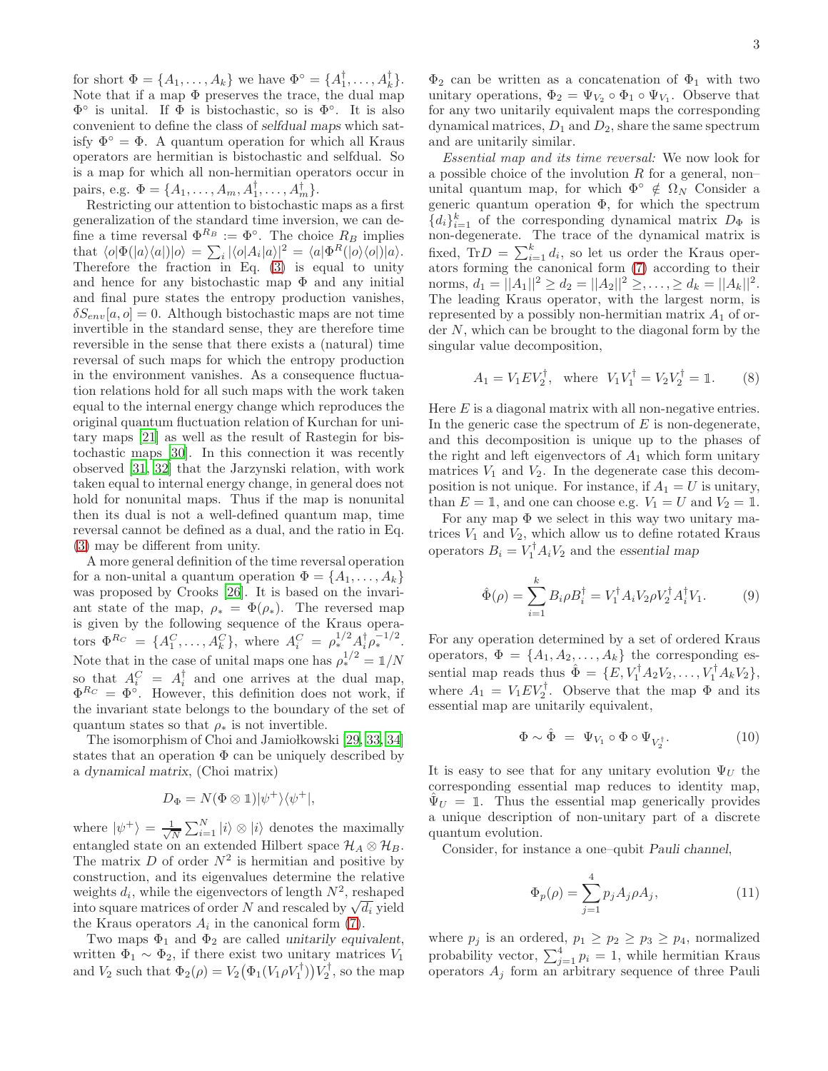for short $\Phi = \{A_1, \ldots, A_k\}$ we have $\Phi^\circ = \{A_1^\dagger, \ldots, A_k^\dagger\}$. Note that if a map $\Phi$ preserves the trace, the dual map $\Phi^\circ$ is unital. If $\Phi$ is bistochastic, so is $\Phi^\circ$. It is also convenient to define the class of *selfdual maps* which satisfy $\Phi^\circ = \Phi$. A quantum operation for which all Kraus operators are hermitian is bistochastic and selfdual. So is a map for which all non-hermitian operators occur in pairs, e.g. $\Phi = \{A_1, \ldots, A_m, A_1^\dagger, \ldots, A_m^\dagger\}$.

Restricting our attention to bistochastic maps as a first generalization of the standard time inversion, we can define a time reversal $\Phi^{R_B} := \Phi^\circ$. The choice $R_B$ implies that $\langle o|\Phi(|a\rangle\langle a|)|o\rangle = \sum_i |\langle o|A_i|a\rangle|^2 = \langle a|\Phi^R(|o\rangle\langle o|)|a\rangle$. Therefore the fraction in Eq. (3) is equal to unity and hence for any bistochastic map $\Phi$ and any initial and final pure states the entropy production vanishes, $\delta S_{env}[a,o] = 0$. Although bistochastic maps are not time invertible in the standard sense, they are therefore time reversible in the sense that there exists a (natural) time reversal of such maps for which the entropy production in the environment vanishes. As a consequence fluctuation relations hold for all such maps with the work taken equal to the internal energy change which reproduces the original quantum fluctuation relation of Kurchan for unitary maps [21] as well as the result of Rastegin for bistochastic maps [30]. In this connection it was recently observed [31, 32] that the Jarzynski relation, with work taken equal to internal energy change, in general does not hold for nonunital maps. Thus if the map is nonunital then its dual is not a well-defined quantum map, time reversal cannot be defined as a dual, and the ratio in Eq. (3) may be different from unity.

A more general definition of the time reversal operation for a non-unital a quantum operation $\Phi = \{A_1, \ldots, A_k\}$ was proposed by Crooks [26]. It is based on the invariant state of the map, $\rho_* = \Phi(\rho_*)$. The reversed map is given by the following sequence of the Kraus operators $\Phi^{R_C} = \{A_1^C, \ldots, A_k^C\}$, where $A_i^C = \rho_*^{1/2} A_i^\dagger \rho_*^{-1/2}$. Note that in the case of unital maps one has $\rho_*^{1/2} = \mathbb{1}/N$ so that $A_i^C = A_i^\dagger$ and one arrives at the dual map, $\Phi^{R_C} = \Phi^\circ$. However, this definition does not work, if the invariant state belongs to the boundary of the set of quantum states so that $\rho_*$ is not invertible.

The isomorphism of Choi and Jamiołkowski [29, 33, 34] states that an operation $\Phi$ can be uniquely described by a *dynamical matrix*, (Choi matrix)

$$D_\Phi = N(\Phi \otimes \mathbb{1})|\psi^+\rangle\langle\psi^+|,$$

where $|\psi^+\rangle = \frac{1}{\sqrt{N}} \sum_{i=1}^N |i\rangle \otimes |i\rangle$ denotes the maximally entangled state on an extended Hilbert space $\mathcal{H}_A \otimes \mathcal{H}_B$. The matrix $D$ of order $N^2$ is hermitian and positive by construction, and its eigenvalues determine the relative weights $d_i$, while the eigenvectors of length $N^2$, reshaped into square matrices of order $N$ and rescaled by $\sqrt{d_i}$ yield the Kraus operators $A_i$ in the canonical form (7).

Two maps $\Phi_1$ and $\Phi_2$ are called *unitarily equivalent*, written $\Phi_1 \sim \Phi_2$, if there exist two unitary matrices $V_1$ and $V_2$ such that $\Phi_2(\rho) = V_2\big(\Phi_1(V_1 \rho V_1^\dagger)\big)V_2^\dagger$, so the map $\Phi_2$ can be written as a concatenation of $\Phi_1$ with two unitary operations, $\Phi_2 = \Psi_{V_2} \circ \Phi_1 \circ \Psi_{V_1}$. Observe that for any two unitarily equivalent maps the corresponding dynamical matrices, $D_1$ and $D_2$, share the same spectrum and are unitarily similar.

*Essential map and its time reversal:* We now look for a possible choice of the involution $R$ for a general, non–unital quantum map, for which $\Phi^\circ \notin \Omega_N$ Consider a generic quantum operation $\Phi$, for which the spectrum $\{d_i\}_{i=1}^k$ of the corresponding dynamical matrix $D_\Phi$ is non-degenerate. The trace of the dynamical matrix is fixed, $\mathrm{Tr}D = \sum_{i=1}^k d_i$, so let us order the Kraus operators forming the canonical form (7) according to their norms, $d_1 = ||A_1||^2 \geq d_2 = ||A_2||^2 \geq, \ldots, \geq d_k = ||A_k||^2$. The leading Kraus operator, with the largest norm, is represented by a possibly non-hermitian matrix $A_1$ of order $N$, which can be brought to the diagonal form by the singular value decomposition,

$$A_1 = V_1 E V_2^\dagger, \quad \text{where} \quad V_1 V_1^\dagger = V_2 V_2^\dagger = \mathbb{1}. \tag{8}$$

Here $E$ is a diagonal matrix with all non-negative entries. In the generic case the spectrum of $E$ is non-degenerate, and this decomposition is unique up to the phases of the right and left eigenvectors of $A_1$ which form unitary matrices $V_1$ and $V_2$. In the degenerate case this decomposition is not unique. For instance, if $A_1 = U$ is unitary, than $E = \mathbb{1}$, and one can choose e.g. $V_1 = U$ and $V_2 = \mathbb{1}$.

For any map $\Phi$ we select in this way two unitary matrices $V_1$ and $V_2$, which allow us to define rotated Kraus operators $B_i = V_1^\dagger A_i V_2$ and the *essential map*

$$\hat{\Phi}(\rho) = \sum_{i=1}^k B_i \rho B_i^\dagger = V_1^\dagger A_i V_2 \rho V_2^\dagger A_i^\dagger V_1. \tag{9}$$

For any operation determined by a set of ordered Kraus operators, $\Phi = \{A_1, A_2, \ldots, A_k\}$ the corresponding essential map reads thus $\hat{\Phi} = \{E, V_1^\dagger A_2 V_2, \ldots, V_1^\dagger A_k V_2\}$, where $A_1 = V_1 E V_2^\dagger$. Observe that the map $\Phi$ and its essential map are unitarily equivalent,

$$\Phi \sim \hat{\Phi} \;=\; \Psi_{V_1} \circ \Phi \circ \Psi_{V_2^\dagger}. \tag{10}$$

It is easy to see that for any unitary evolution $\Psi_U$ the corresponding essential map reduces to identity map, $\hat{\Psi}_U = \mathbb{1}$. Thus the essential map generically provides a unique description of non-unitary part of a discrete quantum evolution.

Consider, for instance a one–qubit *Pauli channel*,

$$\Phi_p(\rho) = \sum_{j=1}^4 p_j A_j \rho A_j, \tag{11}$$

where $p_j$ is an ordered, $p_1 \geq p_2 \geq p_3 \geq p_4$, normalized probability vector, $\sum_{j=1}^4 p_i = 1$, while hermitian Kraus operators $A_j$ form an arbitrary sequence of three Pauli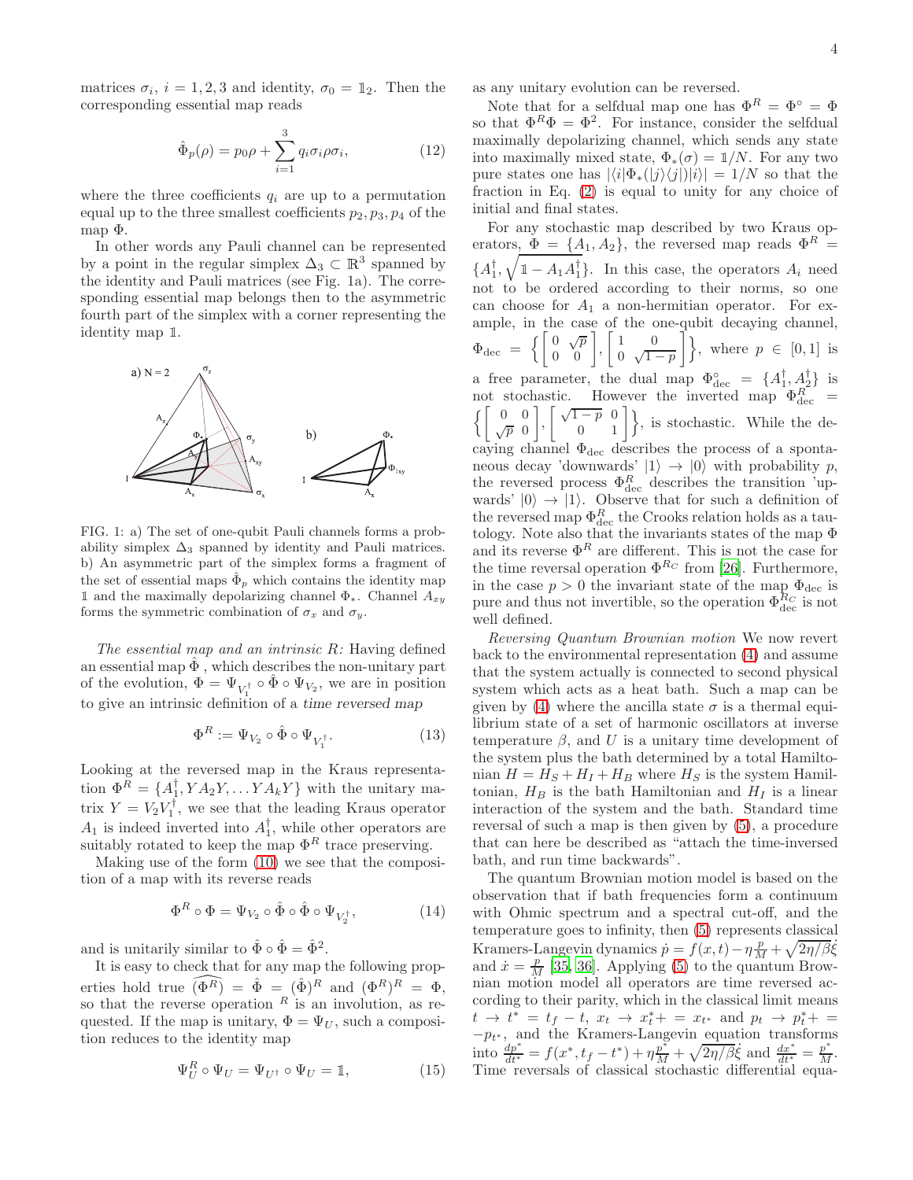matrices $\sigma_i$, $i = 1, 2, 3$ and identity, $\sigma_0 = \mathbb{1}_2$. Then the corresponding essential map reads

$$\hat{\Phi}_p(\rho) = p_0\rho + \sum_{i=1}^{3} q_i \sigma_i \rho \sigma_i, \tag{12}$$

where the three coefficients $q_i$ are up to a permutation equal up to the three smallest coefficients $p_2, p_3, p_4$ of the map $\Phi$.

In other words any Pauli channel can be represented by a point in the regular simplex $\Delta_3 \subset \mathbb{R}^3$ spanned by the identity and Pauli matrices (see Fig. 1a). The corresponding essential map belongs then to the asymmetric fourth part of the simplex with a corner representing the identity map $\mathbb{1}$.

FIG. 1: a) The set of one-qubit Pauli channels forms a probability simplex $\Delta_3$ spanned by identity and Pauli matrices. b) An asymmetric part of the simplex forms a fragment of the set of essential maps $\hat{\Phi}_p$ which contains the identity map $\mathbb{1}$ and the maximally depolarizing channel $\Phi_*$. Channel $A_{xy}$ forms the symmetric combination of $\sigma_x$ and $\sigma_y$.

*The essential map and an intrinsic R:* Having defined an essential map $\hat{\Phi}$ , which describes the non-unitary part of the evolution, $\Phi = \Psi_{V_1^\dagger} \circ \hat{\Phi} \circ \Psi_{V_2}$, we are in position to give an intrinsic definition of a *time reversed map*

$$\Phi^R := \Psi_{V_2} \circ \hat{\Phi} \circ \Psi_{V_1^\dagger}. \tag{13}$$

Looking at the reversed map in the Kraus representation $\Phi^R = \{A_1^\dagger, YA_2Y, \ldots YA_kY\}$ with the unitary matrix $Y = V_2V_1^\dagger$, we see that the leading Kraus operator $A_1$ is indeed inverted into $A_1^\dagger$, while other operators are suitably rotated to keep the map $\Phi^R$ trace preserving.

Making use of the form (10) we see that the composition of a map with its reverse reads

$$\Phi^R \circ \Phi = \Psi_{V_2} \circ \hat{\Phi} \circ \hat{\Phi} \circ \Psi_{V_2^\dagger}, \tag{14}$$

and is unitarily similar to $\hat{\Phi} \circ \hat{\Phi} = \hat{\Phi}^2$.

It is easy to check that for any map the following properties hold true $\widehat{(\Phi^R)} = \hat{\Phi} = (\hat{\Phi})^R$ and $(\Phi^R)^R = \Phi$, so that the reverse operation $^R$ is an involution, as requested. If the map is unitary, $\Phi = \Psi_U$, such a composition reduces to the identity map

$$\Psi_U^R \circ \Psi_U = \Psi_{U^\dagger} \circ \Psi_U = \mathbb{1}, \tag{15}$$

as any unitary evolution can be reversed.

Note that for a selfdual map one has $\Phi^R = \Phi^\circ = \Phi$ so that $\Phi^R\Phi = \Phi^2$. For instance, consider the selfdual maximally depolarizing channel, which sends any state into maximally mixed state, $\Phi_*(\sigma) = \mathbb{1}/N$. For any two pure states one has $|\langle i|\Phi_*(|j\rangle\langle j|)|i\rangle| = 1/N$ so that the fraction in Eq. (2) is equal to unity for any choice of initial and final states.

For any stochastic map described by two Kraus operators, $\Phi = \{A_1, A_2\}$, the reversed map reads $\Phi^R = \{A_1^\dagger, \sqrt{\mathbb{1} - A_1A_1^\dagger}\}$. In this case, the operators $A_i$ need not to be ordered according to their norms, so one can choose for $A_1$ a non-hermitian operator. For example, in the case of the one-qubit decaying channel, $\Phi_{\rm dec} = \left\{ \begin{bmatrix} 0 & \sqrt{p} \\ 0 & 0 \end{bmatrix}, \begin{bmatrix} 1 & 0 \\ 0 & \sqrt{1-p} \end{bmatrix} \right\}$, where $p \in [0, 1]$ is a free parameter, the dual map $\Phi_{\rm dec}^\circ = \{A_1^\dagger, A_2^\dagger\}$ is not stochastic. However the inverted map $\Phi_{\rm dec}^R = \left\{ \begin{bmatrix} 0 & 0 \\ \sqrt{p} & 0 \end{bmatrix}, \begin{bmatrix} \sqrt{1-p} & 0 \\ 0 & 1 \end{bmatrix} \right\}$, is stochastic. While the decaying channel $\Phi_{\rm dec}$ describes the process of a spontaneous decay 'downwards' $|1\rangle \to |0\rangle$ with probability $p$, the reversed process $\Phi_{\rm dec}^R$ describes the transition 'upwards' $|0\rangle \to |1\rangle$. Observe that for such a definition of the reversed map $\Phi_{\rm dec}^R$ the Crooks relation holds as a tautology. Note also that the invariants states of the map $\Phi$ and its reverse $\Phi^R$ are different. This is not the case for the time reversal operation $\Phi^{R_C}$ from [26]. Furthermore, in the case $p > 0$ the invariant state of the map $\Phi_{\rm dec}$ is pure and thus not invertible, so the operation $\Phi_{\rm dec}^{R_C}$ is not well defined.

*Reversing Quantum Brownian motion* We now revert back to the environmental representation (4) and assume that the system actually is connected to second physical system which acts as a heat bath. Such a map can be given by (4) where the ancilla state $\sigma$ is a thermal equilibrium state of a set of harmonic oscillators at inverse temperature $\beta$, and $U$ is a unitary time development of the system plus the bath determined by a total Hamiltonian $H = H_S + H_I + H_B$ where $H_S$ is the system Hamiltonian, $H_B$ is the bath Hamiltonian and $H_I$ is a linear interaction of the system and the bath. Standard time reversal of such a map is then given by (5), a procedure that can here be described as "attach the time-inversed bath, and run time backwards".

The quantum Brownian motion model is based on the observation that if bath frequencies form a continuum with Ohmic spectrum and a spectral cut-off, and the temperature goes to infinity, then (5) represents classical Kramers-Langevin dynamics $\dot{p} = f(x,t) - \eta\frac{p}{M} + \sqrt{2\eta/\beta}\dot{\xi}$ and $\dot{x} = \frac{p}{M}$ [35, 36]. Applying (5) to the quantum Brownian motion model all operators are time reversed according to their parity, which in the classical limit means $t \to t^* = t_f - t$, $x_t \to x_t^* + = x_{t^*}$ and $p_t \to p_t^* + = -p_{t^*}$, and the Kramers-Langevin equation transforms into $\frac{dp^*}{dt^*} = f(x^*, t_f - t^*) + \eta\frac{p^*}{M} + \sqrt{2\eta/\beta}\dot{\xi}$ and $\frac{dx^*}{dt^*} = \frac{p^*}{M}$. Time reversals of classical stochastic differential equa-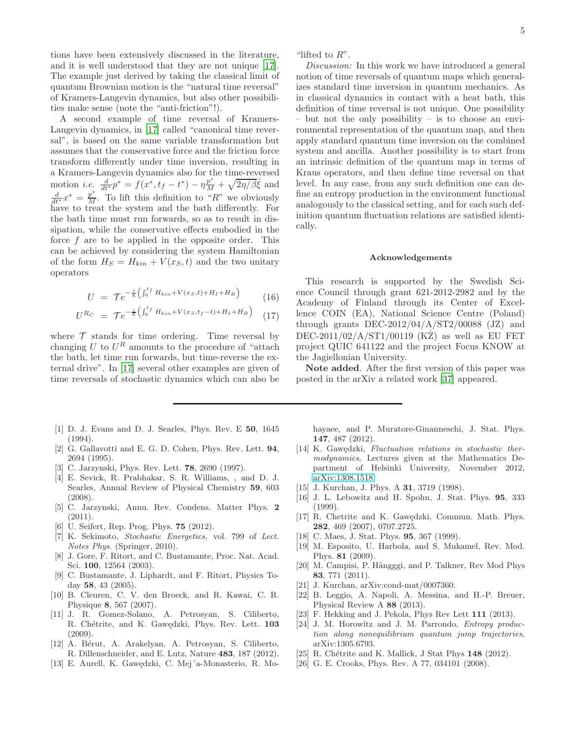tions have been extensively discussed in the literature, and it is well understood that they are not unique [17]. The example just derived by taking the classical limit of quantum Brownian motion is the "natural time reversal" of Kramers-Langevin dynamics, but also other possibilities make sense (note the "anti-friction"!).

A second example of time reversal of Kramers-Langevin dynamics, in [17] called "canonical time reversal", is based on the same variable transformation but assumes that the conservative force and the friction force transform differently under time inversion, resulting in a Kramers-Langevin dynamics also for the time-reversed motion *i.e.* $\frac{d}{dt^*}p^* = f(x^*, t_f - t^*) - \eta \frac{p^*}{M} + \sqrt{2\eta/\beta}\dot{\xi}$ and $\frac{d}{dt^*}x^* = \frac{p^*}{M}$. To lift this definition to "$R$" we obviously have to treat the system and the bath differently. For the bath time must run forwards, so as to result in dissipation, while the conservative effects embodied in the force $f$ are to be applied in the opposite order. This can be achieved by considering the system Hamiltonian of the form $H_S = H_{kin} + V(x_S, t)$ and the two unitary operators

$$U = \mathcal{T} e^{-\frac{i}{\hbar}\left(\int_0^{t_f} H_{kin} + V(x_S,t) + H_I + H_B\right)} \quad (16)$$

$$U^{R_C} = \mathcal{T} e^{-\frac{i}{\hbar}\left(\int_0^{t_f} H_{kin} + V(x_S,t_f-t) + H_I + H_B\right)} \quad (17)$$

where $\mathcal{T}$ stands for time ordering. Time reversal by changing $U$ to $U^R$ amounts to the procedure of "attach the bath, let time run forwards, but time-reverse the external drive". In [17] several other examples are given of time reversals of stochastic dynamics which can also be "lifted to $R$".

*Discussion:* In this work we have introduced a general notion of time reversals of quantum maps which generalizes standard time inversion in quantum mechanics. As in classical dynamics in contact with a heat bath, this definition of time reversal is not unique. One possibility – but not the only possibility – is to choose an environmental representation of the quantum map, and then apply standard quantum time inversion on the combined system and ancilla. Another possibility is to start from an intrinsic definition of the quantum map in terms of Kraus operators, and then define time reversal on that level. In any case, from any such definition one can define an entropy production in the environment functional analogously to the classical setting, and for each such definition quantum fluctuation relations are satisfied identically.

### Acknowledgements

This research is supported by the Swedish Science Council through grant 621-2012-2982 and by the Academy of Finland through its Center of Excellence COIN (EA), National Science Centre (Poland) through grants DEC-2012/04/A/ST2/00088 (JZ) and DEC-2011/02/A/ST1/00119 (KŻ) as well as EU FET project QUIC 641122 and the project Focus KNOW at the Jagiellonian University.

**Note added**. After the first version of this paper was posted in the arXiv a related work [37] appeared.

---

[1] D. J. Evans and D. J. Searles, Phys. Rev. E **50**, 1645 (1994).

[2] G. Gallavotti and E. G. D. Cohen, Phys. Rev. Lett. **94**, 2694 (1995).

[3] C. Jarzynski, Phys. Rev. Lett. **78**, 2690 (1997).

[4] E. Sevick, R. Prabhakar, S. R. Williams, , and D. J. Searles, Annual Review of Physical Chemistry **59**, 603 (2008).

[5] C. Jarzynski, Annu. Rev. Condens. Matter Phys. **2** (2011).

[6] U. Seifert, Rep. Prog. Phys. **75** (2012).

[7] K. Sekimoto, *Stochastic Energetics*, vol. 799 of *Lect. Notes Phys.* (Springer, 2010).

[8] J. Gore, F. Ritort, and C. Bustamante, Proc. Nat. Acad. Sci. **100**, 12564 (2003).

[9] C. Bustamante, J. Liphardt, and F. Ritort, Physics Today **58**, 43 (2005).

[10] B. Cleuren, C. V. den Broeck, and R. Kawai, C. R. Physique **8**, 567 (2007).

[11] J. R. Gomez-Solano, A. Petrosyan, S. Ciliberto, R. Chétrite, and K. Gawędzki, Phys. Rev. Lett. **103** (2009).

[12] A. Bérut, A. Arakelyan, A. Petrosyan, S. Ciliberto, R. Dillenschneider, and E. Lutz, Nature **483**, 187 (2012).

[13] E. Aurell, K. Gawędzki, C. Mej´a-Monasterio, R. Mohayaee, and P. Muratore-Ginanneschi, J. Stat. Phys. **147**, 487 (2012).

[14] K. Gawędzki, *Fluctuation relations in stochastic thermodynamics*, Lectures given at the Mathematics Department of Helsinki University, November 2012, arXiv:1308.1518.

[15] J. Kurchan, J. Phys. A **31**, 3719 (1998).

[16] J. L. Lebowitz and H. Spohn, J. Stat. Phys. **95**, 333 (1999).

[17] R. Chetrite and K. Gawędzki, Commun. Math. Phys. **282**, 469 (2007), 0707.2725.

[18] C. Maes, J. Stat. Phys. **95**, 367 (1999).

[19] M. Esposito, U. Harbola, and S. Mukamel, Rev. Mod. Phys. **81** (2009).

[20] M. Campisi, P. Hängggi, and P. Talkner, Rev Mod Phys **83**, 771 (2011).

[21] J. Kurchan, arXiv:cond-mat/0007360.

[22] B. Leggio, A. Napoli, A. Messina, and H.-P. Breuer, Physical Review A **88** (2013).

[23] F. Hekking and J. Pekola, Phys Rev Lett **111** (2013).

[24] J. M. Horowitz and J. M. Parrondo, *Entropy production along nonequilibrium quantum jump trajectories*, arXiv:1305.6793.

[25] R. Chétrite and K. Mallick, J Stat Phys **148** (2012).

[26] G. E. Crooks, Phys. Rev. A 77, 034101 (2008).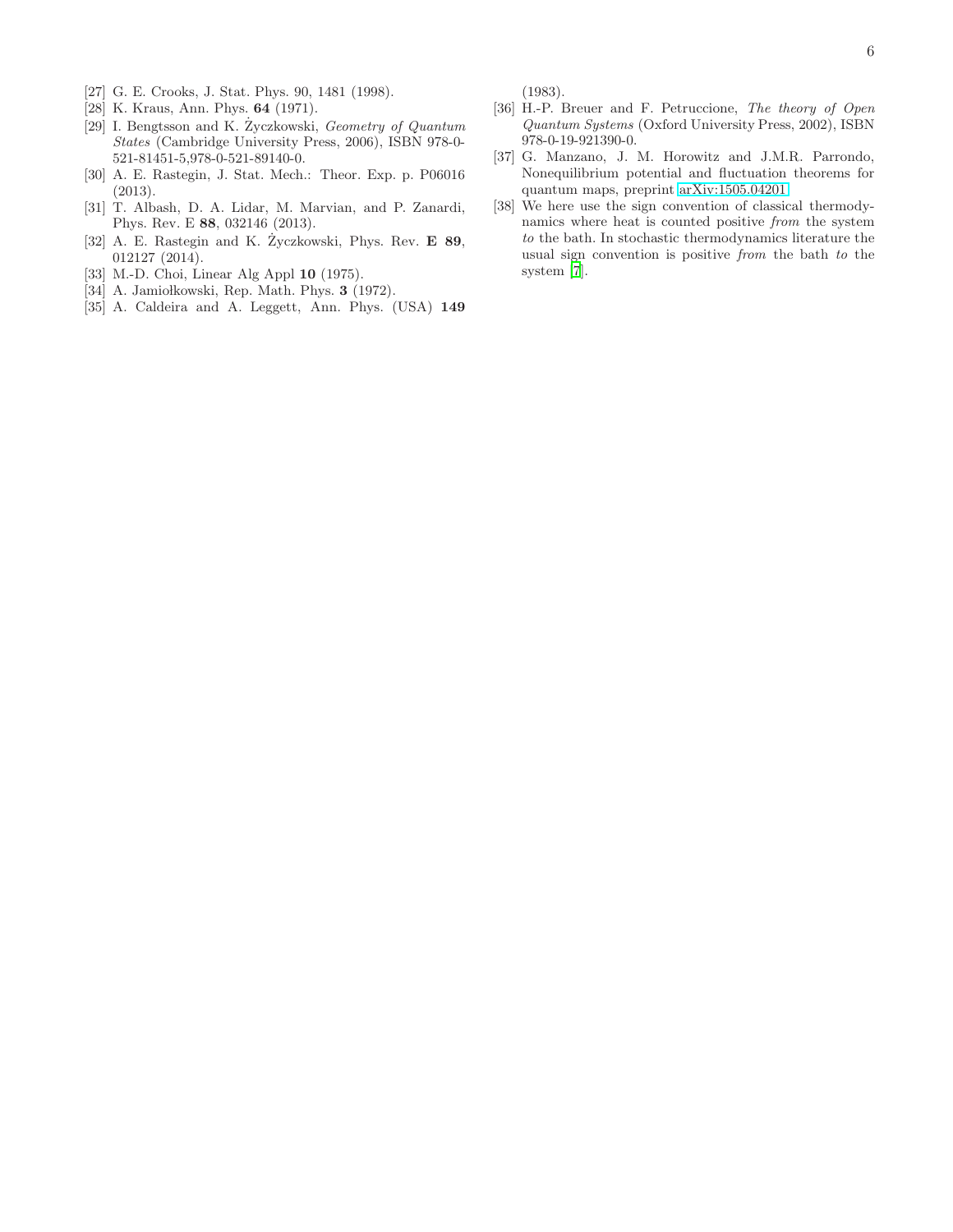[27] G. E. Crooks, J. Stat. Phys. 90, 1481 (1998).

[28] K. Kraus, Ann. Phys. **64** (1971).

[29] I. Bengtsson and K. Życzkowski, *Geometry of Quantum States* (Cambridge University Press, 2006), ISBN 978-0-521-81451-5,978-0-521-89140-0.

[30] A. E. Rastegin, J. Stat. Mech.: Theor. Exp. p. P06016 (2013).

[31] T. Albash, D. A. Lidar, M. Marvian, and P. Zanardi, Phys. Rev. E **88**, 032146 (2013).

[32] A. E. Rastegin and K. Życzkowski, Phys. Rev. **E 89**, 012127 (2014).

[33] M.-D. Choi, Linear Alg Appl **10** (1975).

[34] A. Jamiołkowski, Rep. Math. Phys. **3** (1972).

[35] A. Caldeira and A. Leggett, Ann. Phys. (USA) **149** (1983).

[36] H.-P. Breuer and F. Petruccione, *The theory of Open Quantum Systems* (Oxford University Press, 2002), ISBN 978-0-19-921390-0.

[37] G. Manzano, J. M. Horowitz and J.M.R. Parrondo, Nonequilibrium potential and fluctuation theorems for quantum maps, preprint arXiv:1505.04201

[38] We here use the sign convention of classical thermodynamics where heat is counted positive *from* the system *to* the bath. In stochastic thermodynamics literature the usual sign convention is positive *from* the bath *to* the system [7].